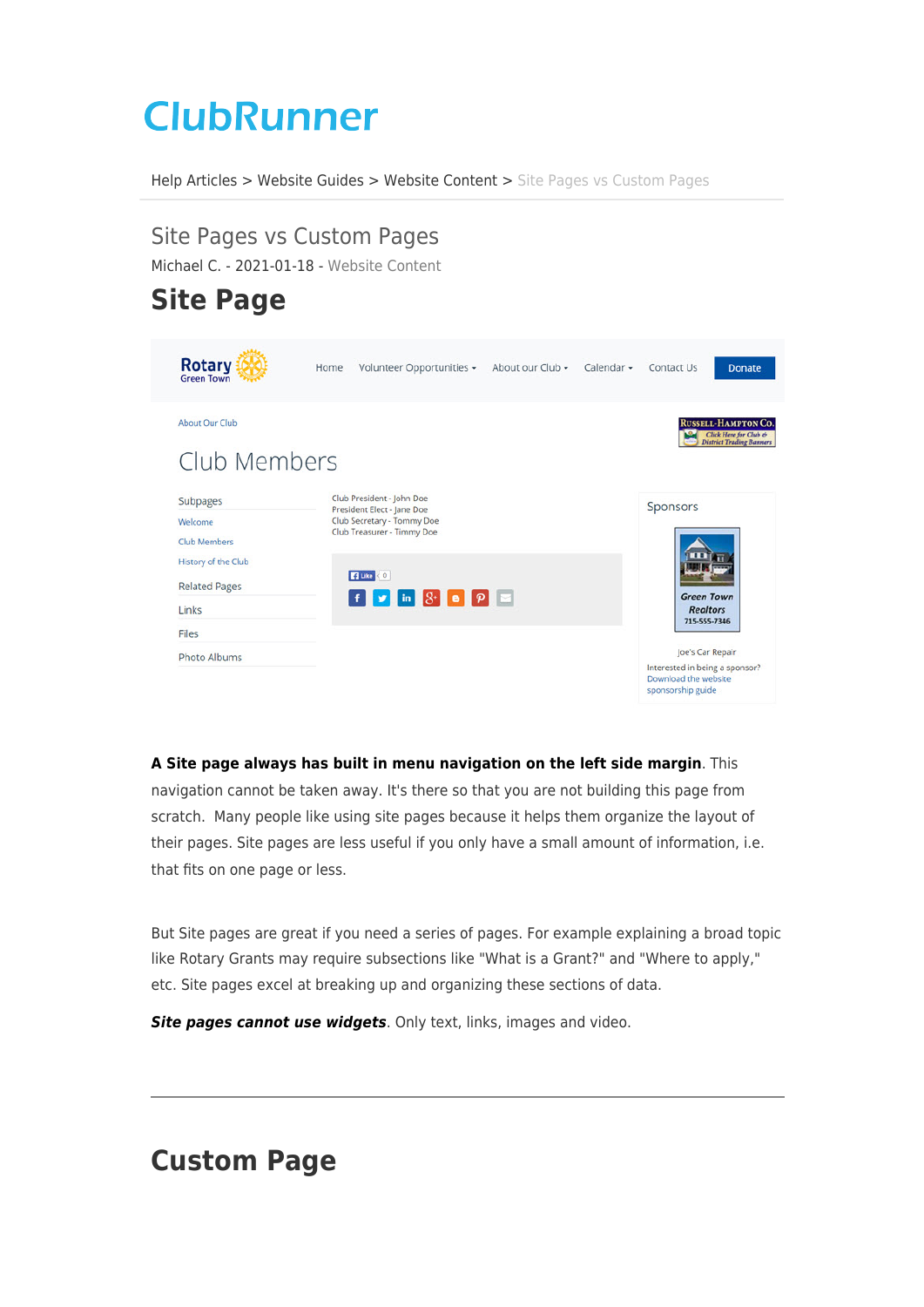ClubRunner

Help Articles > Website Guides > Website Content > Site Pages vs Custom Pages

# Site Pages vs Custom Pages

Michael C. - 2021-01-18 - Website Content

## Site Page

**A Site page always has built in menu navigation on the left side margin**. This navigation cannot be taken away. It's there so that you are not building this page from scratch. Many people like using site pages because it helps them organize the layout of their pages. Site pages are less useful if you only have a small amount of information, i.e. that fits on one page or less.

But Site pages are great if you need a series of pages. For example explaining a broad topic like Rotary Grants may require subsections like "What is a Grant?" and "Where to apply," etc. Site pages excel at breaking up and organizing these sections of data.

***Site pages cannot use widgets***. Only text, links, images and video.

---

## Custom Page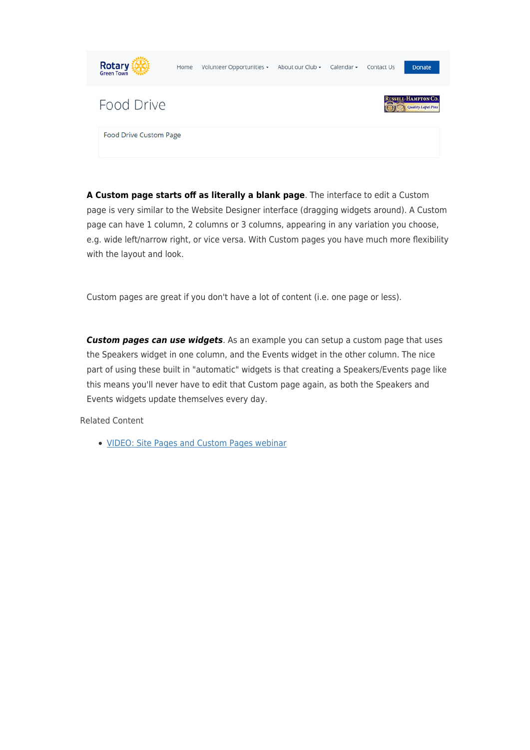A **Custom page starts off as literally a blank page**. The interface to edit a Custom page is very similar to the Website Designer interface (dragging widgets around). A Custom page can have 1 column, 2 columns or 3 columns, appearing in any variation you choose, e.g. wide left/narrow right, or vice versa. With Custom pages you have much more flexibility with the layout and look.

Custom pages are great if you don't have a lot of content (i.e. one page or less).

***Custom pages can use widgets***. As an example you can setup a custom page that uses the Speakers widget in one column, and the Events widget in the other column. The nice part of using these built in "automatic" widgets is that creating a Speakers/Events page like this means you'll never have to edit that Custom page again, as both the Speakers and Events widgets update themselves every day.

Related Content

- VIDEO: Site Pages and Custom Pages webinar